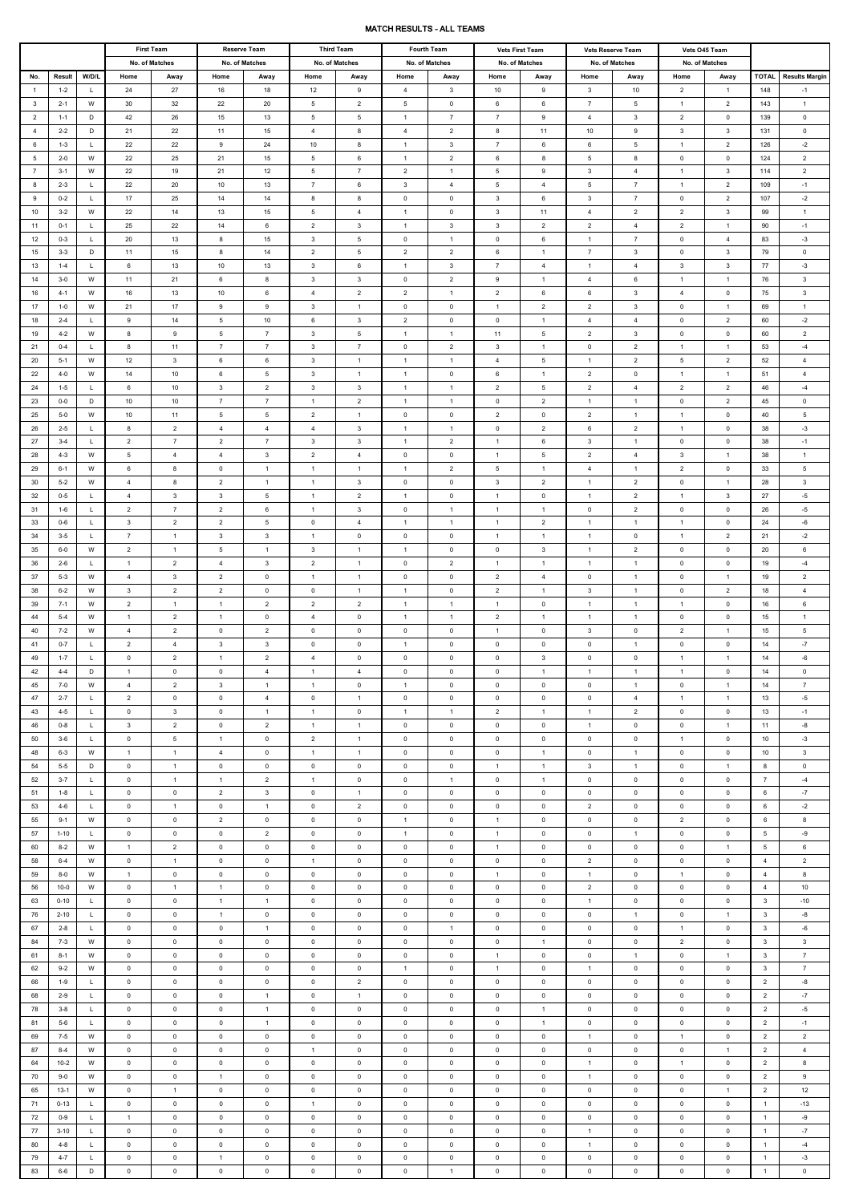# MATCH RESULTS - ALL TEAMS

| | | | First Team | | Reserve Team | | Third Team | | Fourth Team | | Vets First Team | | Vets Reserve Team | | Vets O45 Team | | | |
|---|---|---|---|---|---|---|---|---|---|---|---|---|---|---|---|---|---|---|
| | | | No. of Matches | | No. of Matches | | No. of Matches | | No. of Matches | | No. of Matches | | No. of Matches | | No. of Matches | | | |
| No. | Result | W/D/L | Home | Away | Home | Away | Home | Away | Home | Away | Home | Away | Home | Away | Home | Away | TOTAL | Results Margin |
| 1 | 1-2 | L | 24 | 27 | 16 | 18 | 12 | 9 | 4 | 3 | 10 | 9 | 3 | 10 | 2 | 1 | 148 | -1 |
| 3 | 2-1 | W | 30 | 32 | 22 | 20 | 5 | 2 | 5 | 0 | 6 | 6 | 7 | 5 | 1 | 2 | 143 | 1 |
| 2 | 1-1 | D | 42 | 26 | 15 | 13 | 5 | 5 | 1 | 7 | 7 | 9 | 4 | 3 | 2 | 0 | 139 | 0 |
| 4 | 2-2 | D | 21 | 22 | 11 | 15 | 4 | 8 | 4 | 2 | 8 | 11 | 10 | 9 | 3 | 3 | 131 | 0 |
| 6 | 1-3 | L | 22 | 22 | 9 | 24 | 10 | 8 | 1 | 3 | 7 | 6 | 6 | 5 | 1 | 2 | 126 | -2 |
| 5 | 2-0 | W | 22 | 25 | 21 | 15 | 5 | 6 | 1 | 2 | 6 | 8 | 5 | 8 | 0 | 0 | 124 | 2 |
| 7 | 3-1 | W | 22 | 19 | 21 | 12 | 5 | 7 | 2 | 1 | 5 | 9 | 3 | 4 | 1 | 3 | 114 | 2 |
| 8 | 2-3 | L | 22 | 20 | 10 | 13 | 7 | 6 | 3 | 4 | 5 | 4 | 5 | 7 | 1 | 2 | 109 | -1 |
| 9 | 0-2 | L | 17 | 25 | 14 | 14 | 8 | 8 | 0 | 0 | 3 | 6 | 3 | 7 | 0 | 2 | 107 | -2 |
| 10 | 3-2 | W | 22 | 14 | 13 | 15 | 5 | 4 | 1 | 0 | 3 | 11 | 4 | 2 | 2 | 3 | 99 | 1 |
| 11 | 0-1 | L | 25 | 22 | 14 | 6 | 2 | 3 | 1 | 3 | 3 | 2 | 2 | 4 | 2 | 1 | 90 | -1 |
| 12 | 0-3 | L | 20 | 13 | 8 | 15 | 3 | 5 | 0 | 1 | 0 | 6 | 1 | 7 | 0 | 4 | 83 | -3 |
| 15 | 3-3 | D | 11 | 15 | 8 | 14 | 2 | 5 | 2 | 2 | 6 | 1 | 7 | 3 | 0 | 3 | 79 | 0 |
| 13 | 1-4 | L | 6 | 13 | 10 | 13 | 3 | 6 | 1 | 3 | 7 | 4 | 1 | 4 | 3 | 3 | 77 | -3 |
| 14 | 3-0 | W | 11 | 21 | 6 | 8 | 3 | 3 | 0 | 2 | 9 | 1 | 4 | 6 | 1 | 1 | 76 | 3 |
| 16 | 4-1 | W | 16 | 13 | 10 | 6 | 4 | 2 | 2 | 1 | 2 | 6 | 6 | 3 | 4 | 0 | 75 | 3 |
| 17 | 1-0 | W | 21 | 17 | 9 | 9 | 3 | 1 | 0 | 0 | 1 | 2 | 2 | 3 | 0 | 1 | 69 | 1 |
| 18 | 2-4 | L | 9 | 14 | 5 | 10 | 6 | 3 | 2 | 0 | 0 | 1 | 4 | 4 | 0 | 2 | 60 | -2 |
| 19 | 4-2 | W | 8 | 9 | 5 | 7 | 3 | 5 | 1 | 1 | 11 | 5 | 2 | 3 | 0 | 0 | 60 | 2 |
| 21 | 0-4 | L | 8 | 11 | 7 | 7 | 3 | 7 | 0 | 2 | 3 | 1 | 0 | 2 | 1 | 1 | 53 | -4 |
| 20 | 5-1 | W | 12 | 3 | 6 | 6 | 3 | 1 | 1 | 1 | 4 | 5 | 1 | 2 | 5 | 2 | 52 | 4 |
| 22 | 4-0 | W | 14 | 10 | 6 | 5 | 3 | 1 | 1 | 0 | 6 | 1 | 2 | 0 | 1 | 1 | 51 | 4 |
| 24 | 1-5 | L | 6 | 10 | 3 | 2 | 3 | 3 | 1 | 1 | 2 | 5 | 2 | 4 | 2 | 2 | 46 | -4 |
| 23 | 0-0 | D | 10 | 10 | 7 | 7 | 1 | 2 | 1 | 1 | 0 | 2 | 1 | 1 | 0 | 2 | 45 | 0 |
| 25 | 5-0 | W | 10 | 11 | 5 | 5 | 2 | 1 | 0 | 0 | 2 | 0 | 2 | 1 | 1 | 0 | 40 | 5 |
| 26 | 2-5 | L | 8 | 2 | 4 | 4 | 4 | 3 | 1 | 1 | 0 | 2 | 6 | 2 | 1 | 0 | 38 | -3 |
| 27 | 3-4 | L | 2 | 7 | 2 | 7 | 3 | 3 | 1 | 2 | 1 | 6 | 3 | 1 | 0 | 0 | 38 | -1 |
| 28 | 4-3 | W | 5 | 4 | 4 | 3 | 2 | 4 | 0 | 0 | 1 | 5 | 2 | 4 | 3 | 1 | 38 | 1 |
| 29 | 6-1 | W | 6 | 8 | 0 | 1 | 1 | 1 | 1 | 2 | 5 | 1 | 4 | 1 | 2 | 0 | 33 | 5 |
| 30 | 5-2 | W | 4 | 8 | 2 | 1 | 1 | 3 | 0 | 0 | 3 | 2 | 1 | 2 | 0 | 1 | 28 | 3 |
| 32 | 0-5 | L | 4 | 3 | 3 | 5 | 1 | 2 | 1 | 0 | 1 | 0 | 1 | 2 | 1 | 3 | 27 | -5 |
| 31 | 1-6 | L | 2 | 7 | 2 | 6 | 1 | 3 | 0 | 1 | 1 | 1 | 0 | 2 | 0 | 0 | 26 | -5 |
| 33 | 0-6 | L | 3 | 2 | 2 | 5 | 0 | 4 | 1 | 1 | 1 | 2 | 1 | 1 | 1 | 0 | 24 | -6 |
| 34 | 3-5 | L | 7 | 1 | 3 | 3 | 1 | 0 | 0 | 0 | 1 | 1 | 1 | 0 | 1 | 2 | 21 | -2 |
| 35 | 6-0 | W | 2 | 1 | 5 | 1 | 3 | 1 | 1 | 0 | 0 | 3 | 1 | 2 | 0 | 0 | 20 | 6 |
| 36 | 2-6 | L | 1 | 2 | 4 | 3 | 2 | 1 | 0 | 2 | 1 | 1 | 1 | 1 | 0 | 0 | 19 | -4 |
| 37 | 5-3 | W | 4 | 3 | 2 | 0 | 1 | 1 | 0 | 0 | 2 | 4 | 0 | 1 | 0 | 1 | 19 | 2 |
| 38 | 6-2 | W | 3 | 2 | 2 | 0 | 0 | 1 | 1 | 0 | 2 | 1 | 3 | 1 | 0 | 2 | 18 | 4 |
| 39 | 7-1 | W | 2 | 1 | 1 | 2 | 2 | 2 | 1 | 1 | 1 | 0 | 1 | 1 | 1 | 0 | 16 | 6 |
| 44 | 5-4 | W | 1 | 2 | 1 | 0 | 4 | 0 | 1 | 1 | 2 | 1 | 1 | 1 | 0 | 0 | 15 | 1 |
| 40 | 7-2 | W | 4 | 2 | 0 | 2 | 0 | 0 | 0 | 0 | 1 | 0 | 3 | 0 | 2 | 1 | 15 | 5 |
| 41 | 0-7 | L | 2 | 4 | 3 | 3 | 0 | 0 | 1 | 0 | 0 | 0 | 0 | 1 | 0 | 0 | 14 | -7 |
| 49 | 1-7 | L | 0 | 2 | 1 | 2 | 4 | 0 | 0 | 0 | 0 | 3 | 0 | 0 | 1 | 1 | 14 | -6 |
| 42 | 4-4 | D | 1 | 0 | 0 | 4 | 1 | 4 | 0 | 0 | 0 | 1 | 1 | 1 | 1 | 0 | 14 | 0 |
| 45 | 7-0 | W | 4 | 2 | 3 | 1 | 1 | 0 | 1 | 0 | 0 | 0 | 0 | 1 | 0 | 1 | 14 | 7 |
| 47 | 2-7 | L | 2 | 0 | 0 | 4 | 0 | 1 | 0 | 0 | 0 | 0 | 0 | 4 | 1 | 1 | 13 | -5 |
| 43 | 4-5 | L | 0 | 3 | 0 | 1 | 1 | 0 | 1 | 1 | 2 | 1 | 1 | 2 | 0 | 0 | 13 | -1 |
| 46 | 0-8 | L | 3 | 2 | 0 | 2 | 1 | 1 | 0 | 0 | 0 | 0 | 1 | 0 | 0 | 1 | 11 | -8 |
| 50 | 3-6 | L | 0 | 5 | 1 | 0 | 2 | 1 | 0 | 0 | 0 | 0 | 0 | 0 | 1 | 0 | 10 | -3 |
| 48 | 6-3 | W | 1 | 1 | 4 | 0 | 1 | 1 | 0 | 0 | 0 | 1 | 0 | 1 | 0 | 0 | 10 | 3 |
| 54 | 5-5 | D | 0 | 1 | 0 | 0 | 0 | 0 | 0 | 0 | 1 | 1 | 3 | 1 | 0 | 1 | 8 | 0 |
| 52 | 3-7 | L | 0 | 1 | 1 | 2 | 1 | 0 | 0 | 1 | 0 | 1 | 0 | 0 | 0 | 0 | 7 | -4 |
| 51 | 1-8 | L | 0 | 0 | 2 | 3 | 0 | 1 | 0 | 0 | 0 | 0 | 0 | 0 | 0 | 0 | 6 | -7 |
| 53 | 4-6 | L | 0 | 1 | 0 | 1 | 0 | 2 | 0 | 0 | 0 | 0 | 2 | 0 | 0 | 0 | 6 | -2 |
| 55 | 9-1 | W | 0 | 0 | 2 | 0 | 0 | 0 | 1 | 0 | 1 | 0 | 0 | 0 | 2 | 0 | 6 | 8 |
| 57 | 1-10 | L | 0 | 0 | 0 | 2 | 0 | 0 | 1 | 0 | 1 | 0 | 0 | 1 | 0 | 0 | 5 | -9 |
| 60 | 8-2 | W | 1 | 2 | 0 | 0 | 0 | 0 | 0 | 0 | 1 | 0 | 0 | 0 | 0 | 1 | 5 | 6 |
| 58 | 6-4 | W | 0 | 1 | 0 | 0 | 1 | 0 | 0 | 0 | 0 | 0 | 2 | 0 | 0 | 0 | 4 | 2 |
| 59 | 8-0 | W | 1 | 0 | 0 | 0 | 0 | 0 | 0 | 0 | 1 | 0 | 1 | 0 | 1 | 0 | 4 | 8 |
| 56 | 10-0 | W | 0 | 1 | 1 | 0 | 0 | 0 | 0 | 0 | 0 | 0 | 2 | 0 | 0 | 0 | 4 | 10 |
| 63 | 0-10 | L | 0 | 0 | 1 | 1 | 0 | 0 | 0 | 0 | 0 | 0 | 1 | 0 | 0 | 0 | 3 | -10 |
| 76 | 2-10 | L | 0 | 0 | 1 | 0 | 0 | 0 | 0 | 0 | 0 | 0 | 0 | 1 | 0 | 1 | 3 | -8 |
| 67 | 2-8 | L | 0 | 0 | 0 | 1 | 0 | 0 | 0 | 1 | 0 | 0 | 0 | 0 | 1 | 0 | 3 | -6 |
| 84 | 7-3 | W | 0 | 0 | 0 | 0 | 0 | 0 | 0 | 0 | 0 | 1 | 0 | 0 | 2 | 0 | 3 | 3 |
| 61 | 8-1 | W | 0 | 0 | 0 | 0 | 0 | 0 | 0 | 0 | 1 | 0 | 0 | 1 | 0 | 1 | 3 | 7 |
| 62 | 9-2 | W | 0 | 0 | 0 | 0 | 0 | 0 | 1 | 0 | 1 | 0 | 1 | 0 | 0 | 0 | 3 | 7 |
| 66 | 1-9 | L | 0 | 0 | 0 | 0 | 0 | 2 | 0 | 0 | 0 | 0 | 0 | 0 | 0 | 0 | 2 | -8 |
| 68 | 2-9 | L | 0 | 0 | 0 | 1 | 0 | 1 | 0 | 0 | 0 | 0 | 0 | 0 | 0 | 0 | 2 | -7 |
| 78 | 3-8 | L | 0 | 0 | 0 | 1 | 0 | 0 | 0 | 0 | 0 | 1 | 0 | 0 | 0 | 0 | 2 | -5 |
| 81 | 5-6 | L | 0 | 0 | 0 | 1 | 0 | 0 | 0 | 0 | 0 | 1 | 0 | 0 | 0 | 0 | 2 | -1 |
| 69 | 7-5 | W | 0 | 0 | 0 | 0 | 0 | 0 | 0 | 0 | 0 | 0 | 1 | 0 | 1 | 0 | 2 | 2 |
| 87 | 8-4 | W | 0 | 0 | 0 | 0 | 1 | 0 | 0 | 0 | 0 | 0 | 0 | 0 | 0 | 1 | 2 | 4 |
| 64 | 10-2 | W | 0 | 0 | 0 | 0 | 0 | 0 | 0 | 0 | 0 | 0 | 1 | 0 | 1 | 0 | 2 | 8 |
| 70 | 9-0 | W | 0 | 0 | 1 | 0 | 0 | 0 | 0 | 0 | 0 | 0 | 1 | 0 | 0 | 0 | 2 | 9 |
| 65 | 13-1 | W | 0 | 1 | 0 | 0 | 0 | 0 | 0 | 0 | 0 | 0 | 0 | 0 | 0 | 1 | 2 | 12 |
| 71 | 0-13 | L | 0 | 0 | 0 | 0 | 1 | 0 | 0 | 0 | 0 | 0 | 0 | 0 | 0 | 0 | 1 | -13 |
| 72 | 0-9 | L | 1 | 0 | 0 | 0 | 0 | 0 | 0 | 0 | 0 | 0 | 0 | 0 | 0 | 0 | 1 | -9 |
| 77 | 3-10 | L | 0 | 0 | 0 | 0 | 0 | 0 | 0 | 0 | 0 | 0 | 1 | 0 | 0 | 0 | 1 | -7 |
| 80 | 4-8 | L | 0 | 0 | 0 | 0 | 0 | 0 | 0 | 0 | 0 | 0 | 1 | 0 | 0 | 0 | 1 | -4 |
| 79 | 4-7 | L | 0 | 0 | 1 | 0 | 0 | 0 | 0 | 0 | 0 | 0 | 0 | 0 | 0 | 0 | 1 | -3 |
| 83 | 6-6 | D | 0 | 0 | 0 | 0 | 0 | 0 | 0 | 1 | 0 | 0 | 0 | 0 | 0 | 0 | 1 | 0 |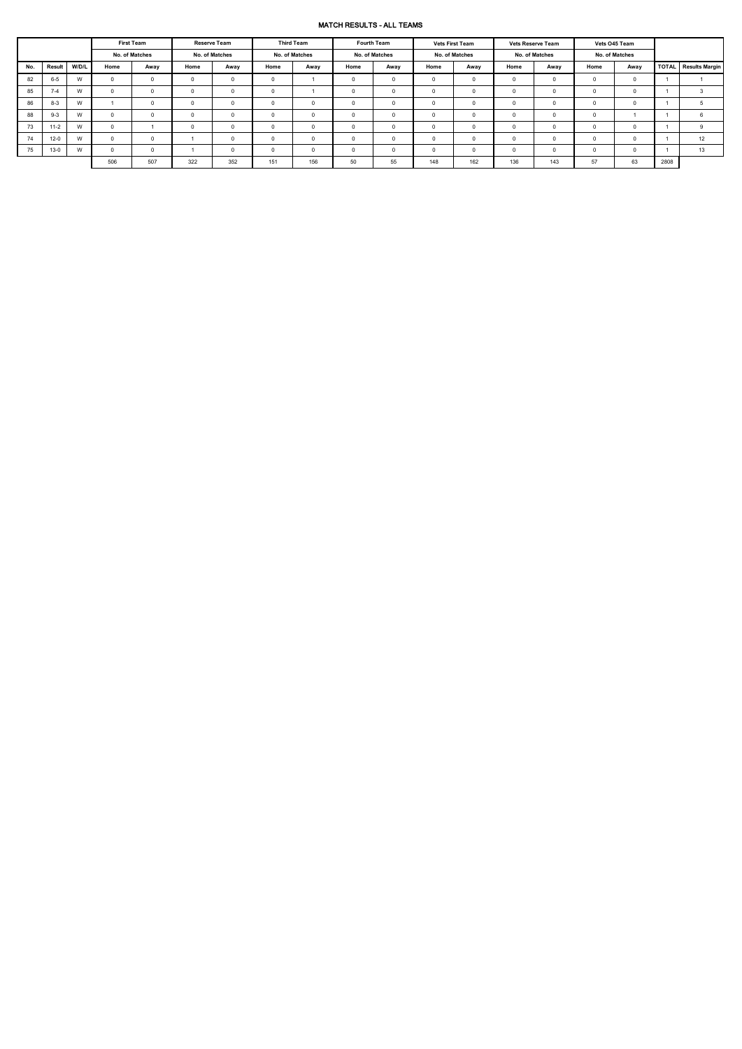# MATCH RESULTS - ALL TEAMS

| | | | First Team | | Reserve Team | | Third Team | | Fourth Team | | Vets First Team | | Vets Reserve Team | | Vets O45 Team | | | |
|---|---|---|---|---|---|---|---|---|---|---|---|---|---|---|---|---|---|---|
| | | | No. of Matches | | No. of Matches | | No. of Matches | | No. of Matches | | No. of Matches | | No. of Matches | | No. of Matches | | | |
| No. | Result | W/D/L | Home | Away | Home | Away | Home | Away | Home | Away | Home | Away | Home | Away | Home | Away | TOTAL | Results Margin |
| 82 | 6-5 | W | 0 | 0 | 0 | 0 | 0 | 1 | 0 | 0 | 0 | 0 | 0 | 0 | 0 | 0 | 1 | 1 |
| 85 | 7-4 | W | 0 | 0 | 0 | 0 | 0 | 1 | 0 | 0 | 0 | 0 | 0 | 0 | 0 | 0 | 1 | 3 |
| 86 | 8-3 | W | 1 | 0 | 0 | 0 | 0 | 0 | 0 | 0 | 0 | 0 | 0 | 0 | 0 | 0 | 1 | 5 |
| 88 | 9-3 | W | 0 | 0 | 0 | 0 | 0 | 0 | 0 | 0 | 0 | 0 | 0 | 0 | 0 | 1 | 1 | 6 |
| 73 | 11-2 | W | 0 | 1 | 0 | 0 | 0 | 0 | 0 | 0 | 0 | 0 | 0 | 0 | 0 | 0 | 1 | 9 |
| 74 | 12-0 | W | 0 | 0 | 1 | 0 | 0 | 0 | 0 | 0 | 0 | 0 | 0 | 0 | 0 | 0 | 1 | 12 |
| 75 | 13-0 | W | 0 | 0 | 1 | 0 | 0 | 0 | 0 | 0 | 0 | 0 | 0 | 0 | 0 | 0 | 1 | 13 |
| | | | 506 | 507 | 322 | 352 | 151 | 156 | 50 | 55 | 148 | 162 | 136 | 143 | 57 | 63 | 2808 | |